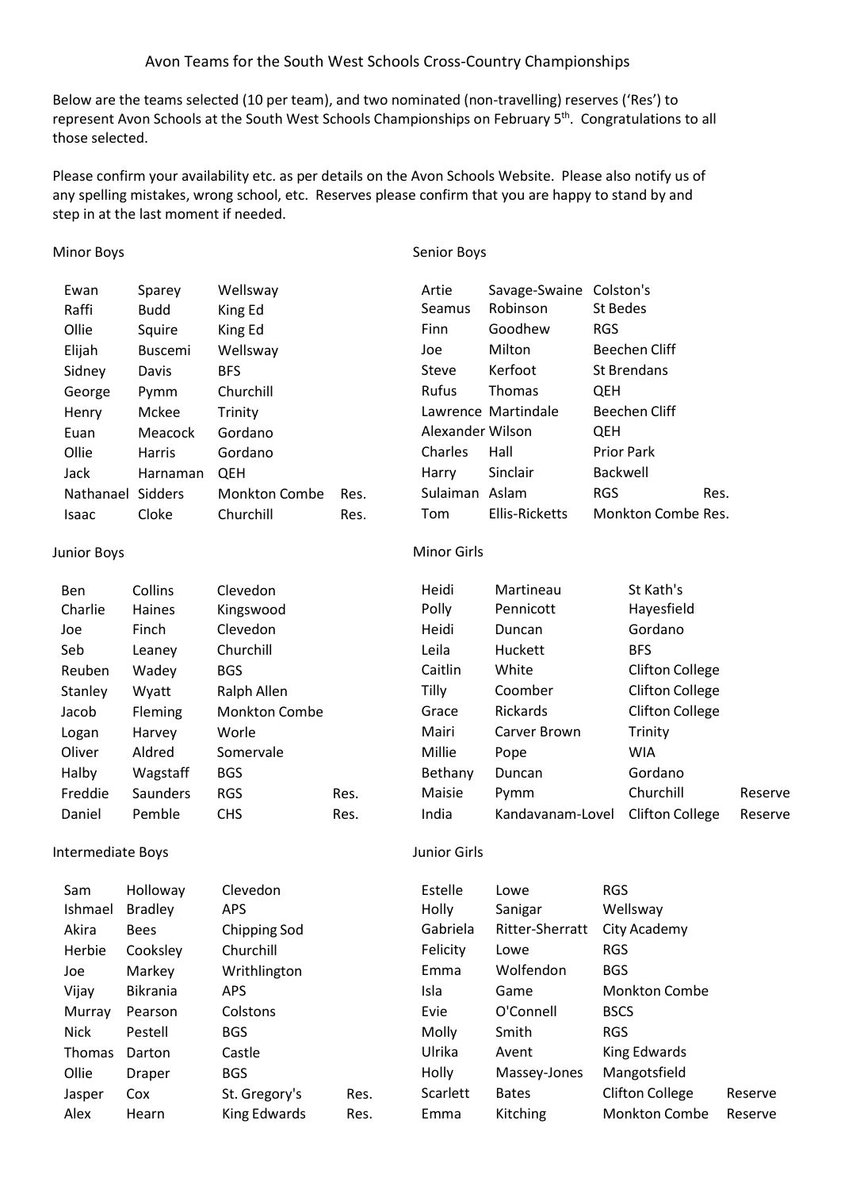# Avon Teams for the South West Schools Cross-Country Championships

Below are the teams selected (10 per team), and two nominated (non-travelling) reserves ('Res') to represent Avon Schools at the South West Schools Championships on February 5th. Congratulations to all those selected.

Please confirm your availability etc. as per details on the Avon Schools Website. Please also notify us of any spelling mistakes, wrong school, etc. Reserves please confirm that you are happy to stand by and step in at the last moment if needed.

## Minor Boys

| First Name | Surname | School | |
|---|---|---|---|
| Ewan | Sparey | Wellsway | |
| Raffi | Budd | King Ed | |
| Ollie | Squire | King Ed | |
| Elijah | Buscemi | Wellsway | |
| Sidney | Davis | BFS | |
| George | Pymm | Churchill | |
| Henry | Mckee | Trinity | |
| Euan | Meacock | Gordano | |
| Ollie | Harris | Gordano | |
| Jack | Harnaman | QEH | |
| Nathanael | Sidders | Monkton Combe | Res. |
| Isaac | Cloke | Churchill | Res. |

## Junior Boys

| First Name | Surname | School | |
|---|---|---|---|
| Ben | Collins | Clevedon | |
| Charlie | Haines | Kingswood | |
| Joe | Finch | Clevedon | |
| Seb | Leaney | Churchill | |
| Reuben | Wadey | BGS | |
| Stanley | Wyatt | Ralph Allen | |
| Jacob | Fleming | Monkton Combe | |
| Logan | Harvey | Worle | |
| Oliver | Aldred | Somervale | |
| Halby | Wagstaff | BGS | |
| Freddie | Saunders | RGS | Res. |
| Daniel | Pemble | CHS | Res. |

## Intermediate Boys

| First Name | Surname | School | |
|---|---|---|---|
| Sam | Holloway | Clevedon | |
| Ishmael | Bradley | APS | |
| Akira | Bees | Chipping Sod | |
| Herbie | Cooksley | Churchill | |
| Joe | Markey | Writhlington | |
| Vijay | Bikrania | APS | |
| Murray | Pearson | Colstons | |
| Nick | Pestell | BGS | |
| Thomas | Darton | Castle | |
| Ollie | Draper | BGS | |
| Jasper | Cox | St. Gregory's | Res. |
| Alex | Hearn | King Edwards | Res. |

## Senior Boys

| First Name | Surname | School | |
|---|---|---|---|
| Artie | Savage-Swaine | Colston's | |
| Seamus | Robinson | St Bedes | |
| Finn | Goodhew | RGS | |
| Joe | Milton | Beechen Cliff | |
| Steve | Kerfoot | St Brendans | |
| Rufus | Thomas | QEH | |
| Lawrence | Martindale | Beechen Cliff | |
| Alexander | Wilson | QEH | |
| Charles | Hall | Prior Park | |
| Harry | Sinclair | Backwell | |
| Sulaiman | Aslam | RGS | Res. |
| Tom | Ellis-Ricketts | Monkton Combe | Res. |

## Minor Girls

| First Name | Surname | School | |
|---|---|---|---|
| Heidi | Martineau | St Kath's | |
| Polly | Pennicott | Hayesfield | |
| Heidi | Duncan | Gordano | |
| Leila | Huckett | BFS | |
| Caitlin | White | Clifton College | |
| Tilly | Coomber | Clifton College | |
| Grace | Rickards | Clifton College | |
| Mairi | Carver Brown | Trinity | |
| Millie | Pope | WIA | |
| Bethany | Duncan | Gordano | |
| Maisie | Pymm | Churchill | Reserve |
| India | Kandavanam-Lovel | Clifton College | Reserve |

## Junior Girls

| First Name | Surname | School | |
|---|---|---|---|
| Estelle | Lowe | RGS | |
| Holly | Sanigar | Wellsway | |
| Gabriela | Ritter-Sherratt | City Academy | |
| Felicity | Lowe | RGS | |
| Emma | Wolfendon | BGS | |
| Isla | Game | Monkton Combe | |
| Evie | O'Connell | BSCS | |
| Molly | Smith | RGS | |
| Ulrika | Avent | King Edwards | |
| Holly | Massey-Jones | Mangotsfield | |
| Scarlett | Bates | Clifton College | Reserve |
| Emma | Kitching | Monkton Combe | Reserve |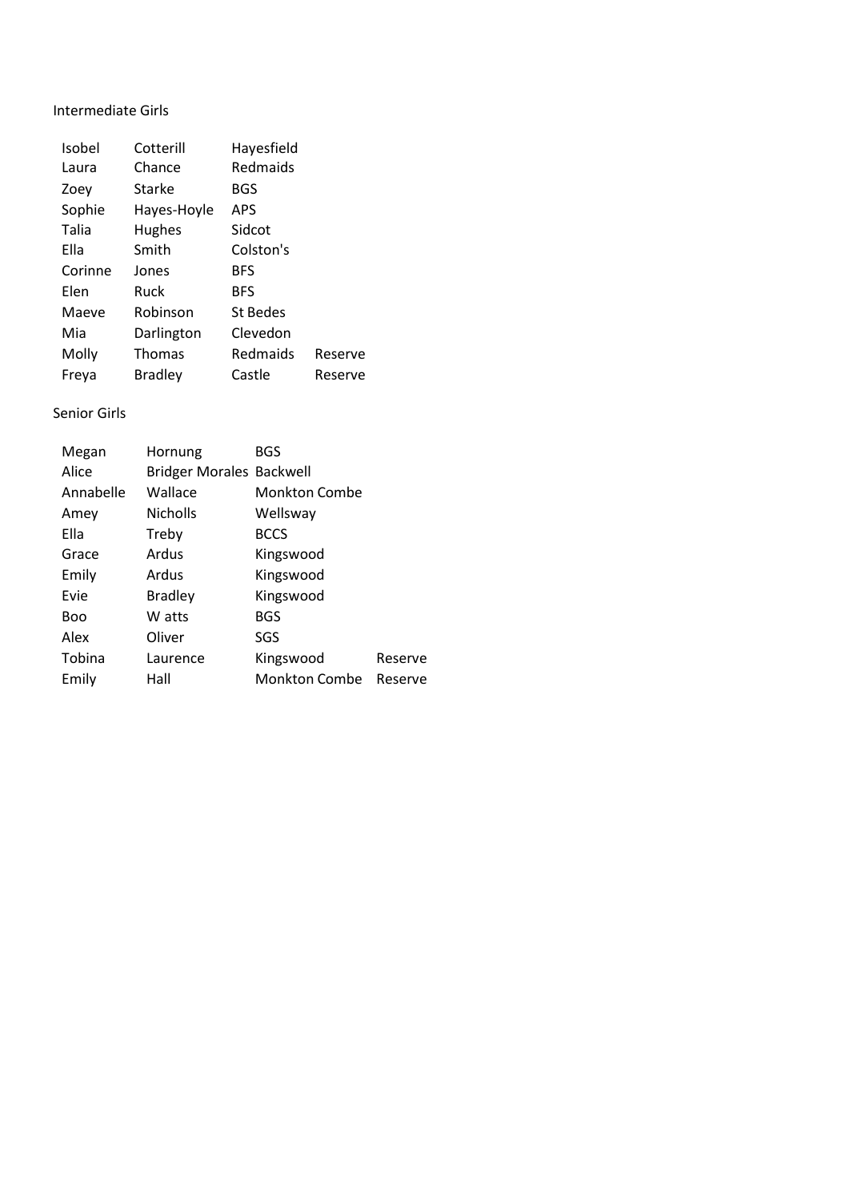Intermediate Girls

| | | | |
|---|---|---|---|
| Isobel | Cotterill | Hayesfield | |
| Laura | Chance | Redmaids | |
| Zoey | Starke | BGS | |
| Sophie | Hayes-Hoyle | APS | |
| Talia | Hughes | Sidcot | |
| Ella | Smith | Colston's | |
| Corinne | Jones | BFS | |
| Elen | Ruck | BFS | |
| Maeve | Robinson | St Bedes | |
| Mia | Darlington | Clevedon | |
| Molly | Thomas | Redmaids | Reserve |
| Freya | Bradley | Castle | Reserve |

Senior Girls

| | | | |
|---|---|---|---|
| Megan | Hornung | BGS | |
| Alice | Bridger Morales | Backwell | |
| Annabelle | Wallace | Monkton Combe | |
| Amey | Nicholls | Wellsway | |
| Ella | Treby | BCCS | |
| Grace | Ardus | Kingswood | |
| Emily | Ardus | Kingswood | |
| Evie | Bradley | Kingswood | |
| Boo | W atts | BGS | |
| Alex | Oliver | SGS | |
| Tobina | Laurence | Kingswood | Reserve |
| Emily | Hall | Monkton Combe | Reserve |